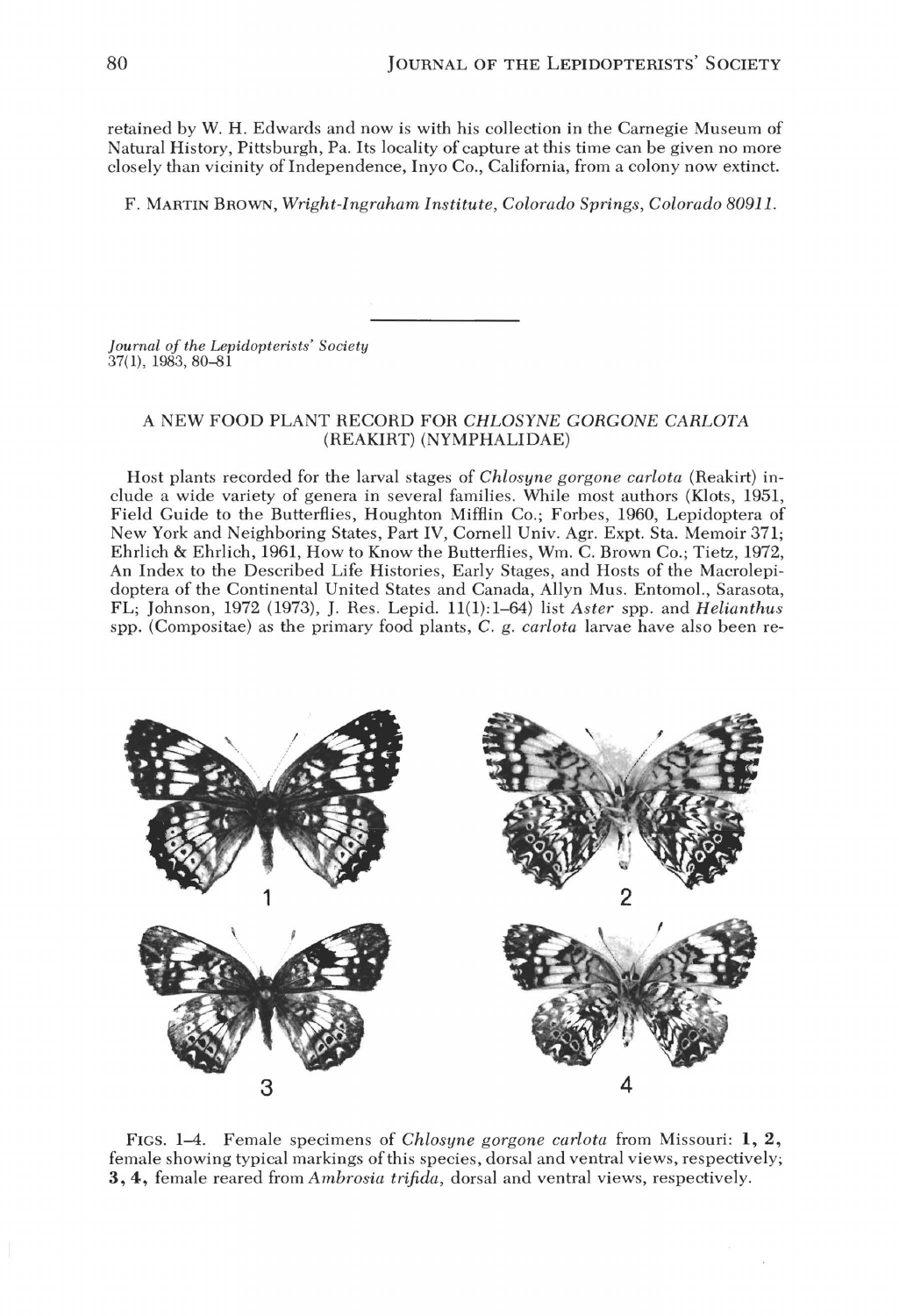retained by W. H. Edwards and now is with his collection in the Carnegie Museum of Natural History, Pittsburgh, Pa. Its locality of capture at this time can be given no more closely than vicinity of Independence, Inyo Co., California, from a colony now extinct.

F. MARTIN BROWN, *Wright-Ingraham Institute, Colorado Springs, Colorado 80911.*

---

*Journal of the Lepidopterists' Society*
37(1), 1983, 80–81

## A NEW FOOD PLANT RECORD FOR *CHLOSYNE GORGONE CARLOTA* (REAKIRT) (NYMPHALIDAE)

Host plants recorded for the larval stages of *Chlosyne gorgone carlota* (Reakirt) include a wide variety of genera in several families. While most authors (Klots, 1951, Field Guide to the Butterflies, Houghton Mifflin Co.; Forbes, 1960, Lepidoptera of New York and Neighboring States, Part IV, Cornell Univ. Agr. Expt. Sta. Memoir 371; Ehrlich & Ehrlich, 1961, How to Know the Butterflies, Wm. C. Brown Co.; Tietz, 1972, An Index to the Described Life Histories, Early Stages, and Hosts of the Macrolepidoptera of the Continental United States and Canada, Allyn Mus. Entomol., Sarasota, FL; Johnson, 1972 (1973), J. Res. Lepid. 11(1):1–64) list *Aster* spp. and *Helianthus* spp. (Compositae) as the primary food plants, *C. g. carlota* larvae have also been re-

FIGS. 1–4. Female specimens of *Chlosyne gorgone carlota* from Missouri: **1, 2,** female showing typical markings of this species, dorsal and ventral views, respectively; **3, 4,** female reared from *Ambrosia trifida,* dorsal and ventral views, respectively.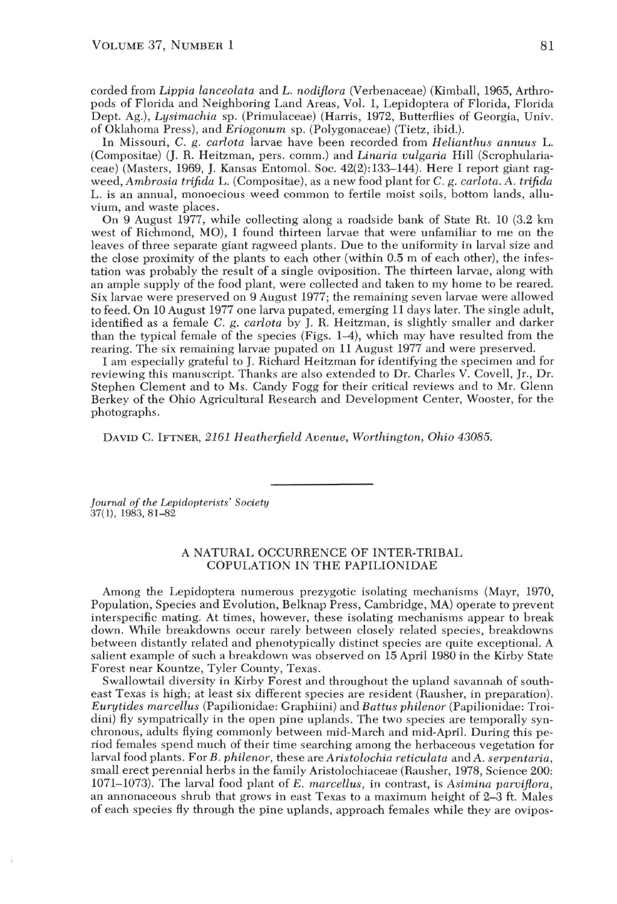corded from *Lippia lanceolata* and *L. nodiflora* (Verbenaceae) (Kimball, 1965, Arthropods of Florida and Neighboring Land Areas, Vol. 1, Lepidoptera of Florida, Florida Dept. Ag.), *Lysimachia* sp. (Primulaceae) (Harris, 1972, Butterflies of Georgia, Univ. of Oklahoma Press), and *Eriogonum* sp. (Polygonaceae) (Tietz, ibid.).

In Missouri, *C. g. carlota* larvae have been recorded from *Helianthus annuus* L. (Compositae) (J. R. Heitzman, pers. comm.) and *Linaria vulgaria* Hill (Scrophulariaceae) (Masters, 1969, J. Kansas Entomol. Soc. 42(2):133–144). Here I report giant ragweed, *Ambrosia trifida* L. (Compositae), as a new food plant for *C. g. carlota*. *A. trifida* L. is an annual, monoecious weed common to fertile moist soils, bottom lands, alluvium, and waste places.

On 9 August 1977, while collecting along a roadside bank of State Rt. 10 (3.2 km west of Richmond, MO), I found thirteen larvae that were unfamiliar to me on the leaves of three separate giant ragweed plants. Due to the uniformity in larval size and the close proximity of the plants to each other (within 0.5 m of each other), the infestation was probably the result of a single oviposition. The thirteen larvae, along with an ample supply of the food plant, were collected and taken to my home to be reared. Six larvae were preserved on 9 August 1977; the remaining seven larvae were allowed to feed. On 10 August 1977 one larva pupated, emerging 11 days later. The single adult, identified as a female *C. g. carlota* by J. R. Heitzman, is slightly smaller and darker than the typical female of the species (Figs. 1–4), which may have resulted from the rearing. The six remaining larvae pupated on 11 August 1977 and were preserved.

I am especially grateful to J. Richard Heitzman for identifying the specimen and for reviewing this manuscript. Thanks are also extended to Dr. Charles V. Covell, Jr., Dr. Stephen Clement and to Ms. Candy Fogg for their critical reviews and to Mr. Glenn Berkey of the Ohio Agricultural Research and Development Center, Wooster, for the photographs.

DAVID C. IFTNER, *2161 Heatherfield Avenue, Worthington, Ohio 43085.*

---

*Journal of the Lepidopterists' Society*
37(1), 1983, 81–82

## A NATURAL OCCURRENCE OF INTER-TRIBAL COPULATION IN THE PAPILIONIDAE

Among the Lepidoptera numerous prezygotic isolating mechanisms (Mayr, 1970, Population, Species and Evolution, Belknap Press, Cambridge, MA) operate to prevent interspecific mating. At times, however, these isolating mechanisms appear to break down. While breakdowns occur rarely between closely related species, breakdowns between distantly related and phenotypically distinct species are quite exceptional. A salient example of such a breakdown was observed on 15 April 1980 in the Kirby State Forest near Kountze, Tyler County, Texas.

Swallowtail diversity in Kirby Forest and throughout the upland savannah of southeast Texas is high; at least six different species are resident (Rausher, in preparation). *Eurytides marcellus* (Papilionidae: Graphiini) and *Battus philenor* (Papilionidae: Troidini) fly sympatrically in the open pine uplands. The two species are temporally synchronous, adults flying commonly between mid-March and mid-April. During this period females spend much of their time searching among the herbaceous vegetation for larval food plants. For *B. philenor*, these are *Aristolochia reticulata* and *A. serpentaria*, small erect perennial herbs in the family Aristolochiaceae (Rausher, 1978, Science 200: 1071–1073). The larval food plant of *E. marcellus*, in contrast, is *Asimina parviflora*, an annonaceous shrub that grows in east Texas to a maximum height of 2–3 ft. Males of each species fly through the pine uplands, approach females while they are ovipos-